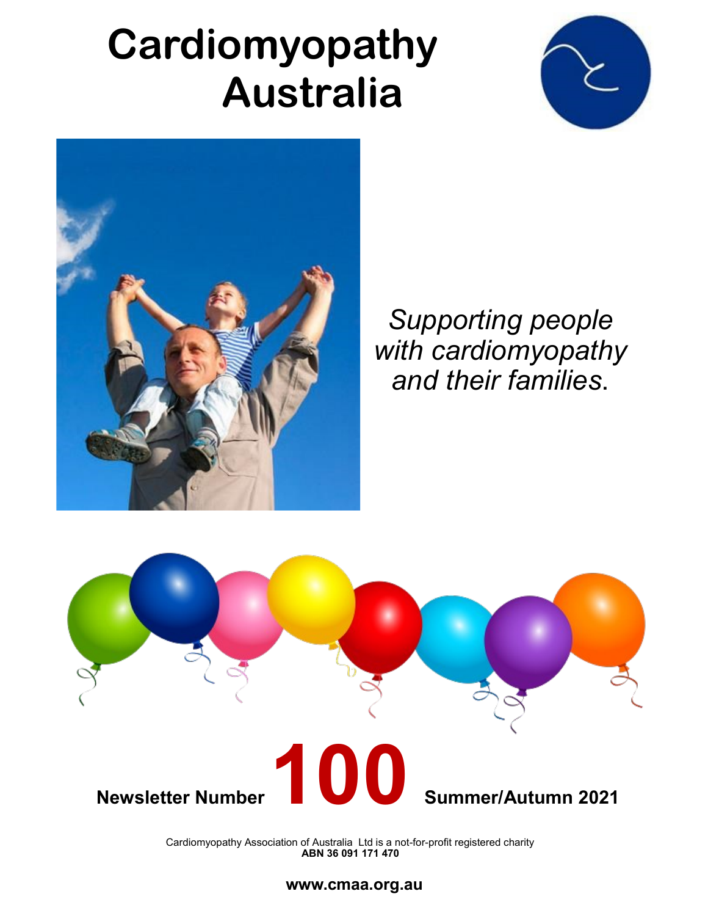# Cardiomyopathy Australia

*Supporting people with cardiomyopathy and their families.*

**Newsletter Number 100 Summer/Autumn 2021**

Cardiomyopathy Association of Australia Ltd is a not-for-profit registered charity
**ABN 36 091 171 470**

**www.cmaa.org.au**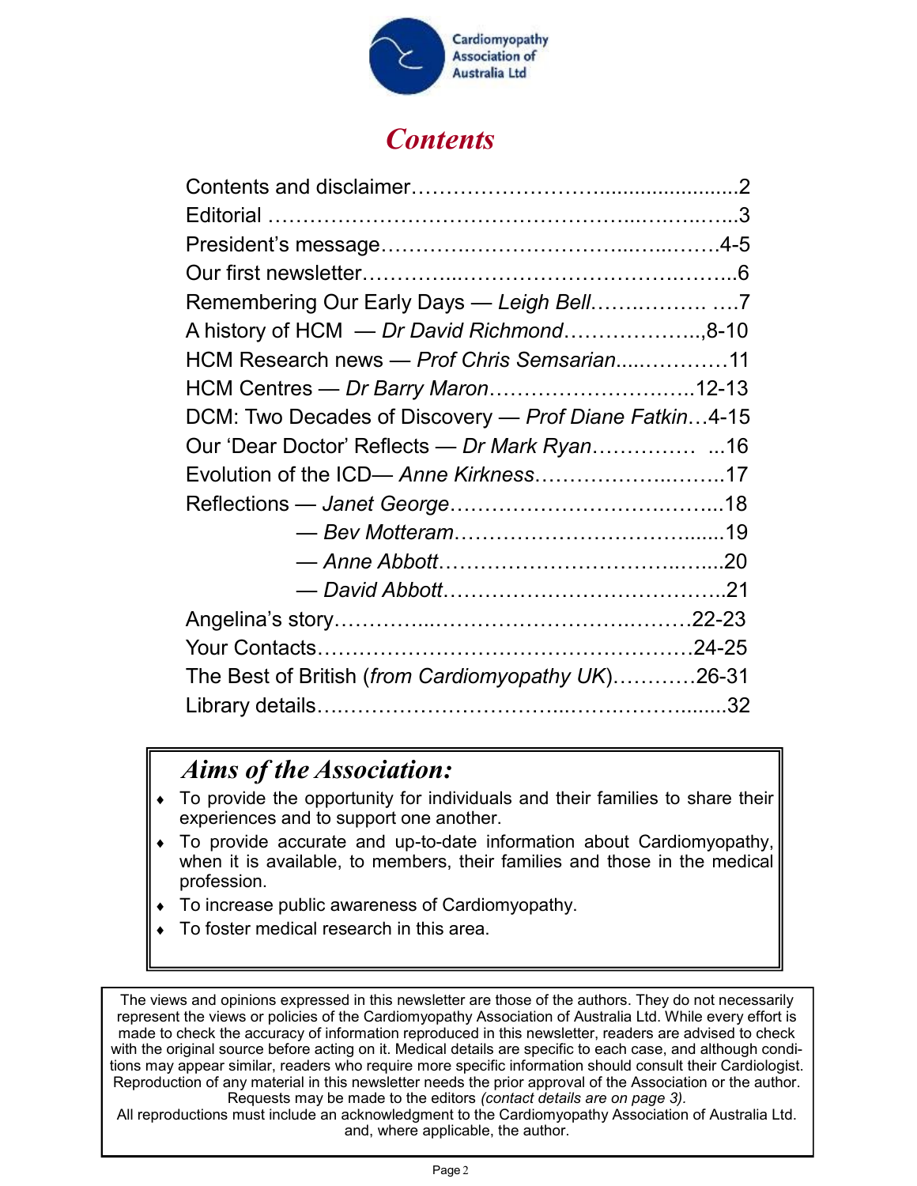Cardiomyopathy Association of Australia Ltd

# *Contents*

Contents and disclaimer……………………….......................2
Editorial ……………………………………………...……..…...3
President's message………….…………………...…...…….4-5
Our first newsletter…………....………………………….……...6
Remembering Our Early Days — *Leigh Bell*……..………. ….7
A history of HCM — *Dr David Richmond*………………..,8-10
HCM Research news — *Prof Chris Semsarian*.....…………11
HCM Centres — *Dr Barry Maron*……………………….…..12-13
DCM: Two Decades of Discovery — *Prof Diane Fatkin*…4-15
Our 'Dear Doctor' Reflects — *Dr Mark Ryan*…………… ...16
Evolution of the ICD— *Anne Kirkness*…………………..……..17
Reflections — *Janet George*…………………………….……...18
— *Bev Motteram*……………………………….......19
— *Anne Abbott*………………………………..…....20
— *David Abbott*…………………………………..21
Angelina's story…………...………………………….………22-23
Your Contacts………………………………………………24-25
The Best of British (*from Cardiomyopathy UK*)…………26-31
Library details…..…………………………...…….….……........32

## *Aims of the Association:*

- To provide the opportunity for individuals and their families to share their experiences and to support one another.
- To provide accurate and up-to-date information about Cardiomyopathy, when it is available, to members, their families and those in the medical profession.
- To increase public awareness of Cardiomyopathy.
- To foster medical research in this area.

The views and opinions expressed in this newsletter are those of the authors. They do not necessarily represent the views or policies of the Cardiomyopathy Association of Australia Ltd. While every effort is made to check the accuracy of information reproduced in this newsletter, readers are advised to check with the original source before acting on it. Medical details are specific to each case, and although conditions may appear similar, readers who require more specific information should consult their Cardiologist. Reproduction of any material in this newsletter needs the prior approval of the Association or the author. Requests may be made to the editors *(contact details are on page 3).*
All reproductions must include an acknowledgment to the Cardiomyopathy Association of Australia Ltd. and, where applicable, the author.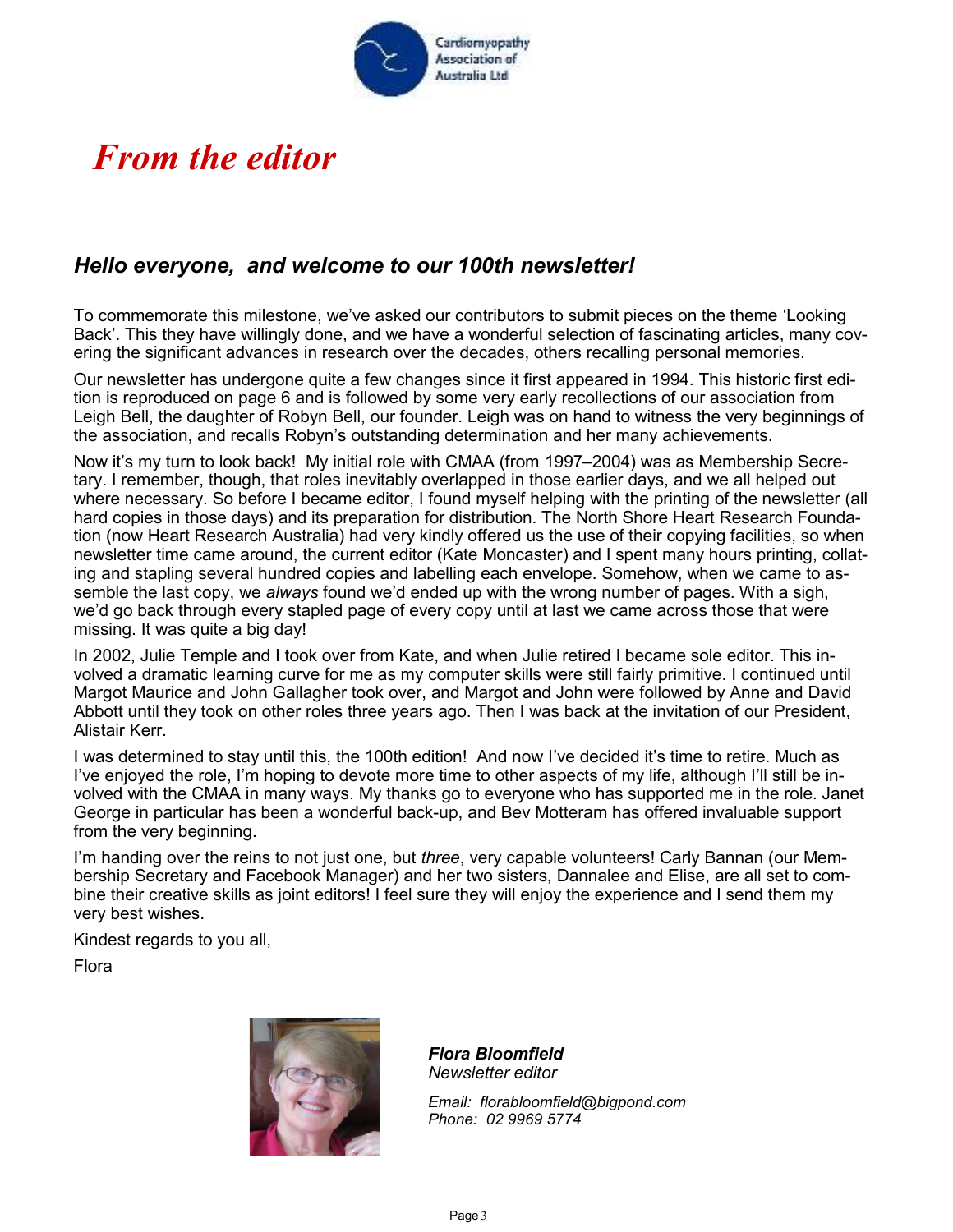# *From the editor*

## *Hello everyone, and welcome to our 100th newsletter!*

To commemorate this milestone, we've asked our contributors to submit pieces on the theme 'Looking Back'. This they have willingly done, and we have a wonderful selection of fascinating articles, many covering the significant advances in research over the decades, others recalling personal memories.

Our newsletter has undergone quite a few changes since it first appeared in 1994. This historic first edition is reproduced on page 6 and is followed by some very early recollections of our association from Leigh Bell, the daughter of Robyn Bell, our founder. Leigh was on hand to witness the very beginnings of the association, and recalls Robyn's outstanding determination and her many achievements.

Now it's my turn to look back! My initial role with CMAA (from 1997–2004) was as Membership Secretary. I remember, though, that roles inevitably overlapped in those earlier days, and we all helped out where necessary. So before I became editor, I found myself helping with the printing of the newsletter (all hard copies in those days) and its preparation for distribution. The North Shore Heart Research Foundation (now Heart Research Australia) had very kindly offered us the use of their copying facilities, so when newsletter time came around, the current editor (Kate Moncaster) and I spent many hours printing, collating and stapling several hundred copies and labelling each envelope. Somehow, when we came to assemble the last copy, we *always* found we'd ended up with the wrong number of pages. With a sigh, we'd go back through every stapled page of every copy until at last we came across those that were missing. It was quite a big day!

In 2002, Julie Temple and I took over from Kate, and when Julie retired I became sole editor. This involved a dramatic learning curve for me as my computer skills were still fairly primitive. I continued until Margot Maurice and John Gallagher took over, and Margot and John were followed by Anne and David Abbott until they took on other roles three years ago. Then I was back at the invitation of our President, Alistair Kerr.

I was determined to stay until this, the 100th edition! And now I've decided it's time to retire. Much as I've enjoyed the role, I'm hoping to devote more time to other aspects of my life, although I'll still be involved with the CMAA in many ways. My thanks go to everyone who has supported me in the role. Janet George in particular has been a wonderful back-up, and Bev Motteram has offered invaluable support from the very beginning.

I'm handing over the reins to not just one, but *three*, very capable volunteers! Carly Bannan (our Membership Secretary and Facebook Manager) and her two sisters, Dannalee and Elise, are all set to combine their creative skills as joint editors! I feel sure they will enjoy the experience and I send them my very best wishes.

Kindest regards to you all,

Flora

***Flora Bloomfield***
*Newsletter editor*

*Email: florabloomfield@bigpond.com*
*Phone: 02 9969 5774*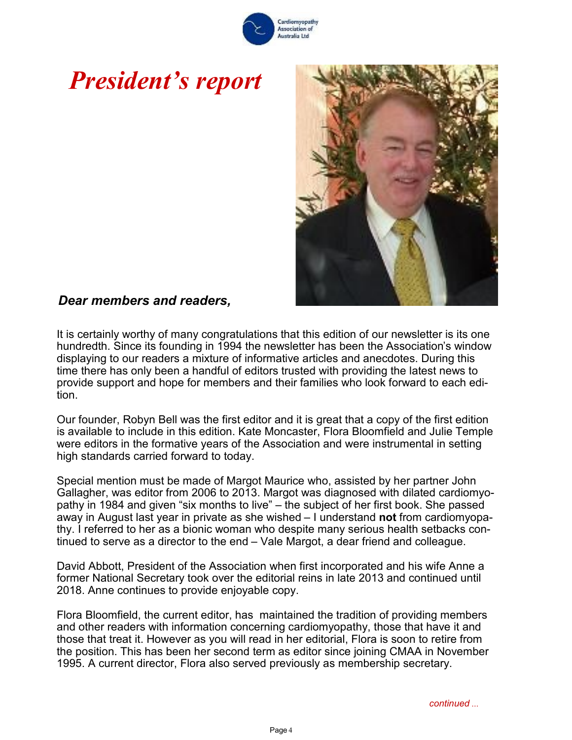# *President's report*

***Dear members and readers,***

It is certainly worthy of many congratulations that this edition of our newsletter is its one hundredth. Since its founding in 1994 the newsletter has been the Association's window displaying to our readers a mixture of informative articles and anecdotes. During this time there has only been a handful of editors trusted with providing the latest news to provide support and hope for members and their families who look forward to each edition.

Our founder, Robyn Bell was the first editor and it is great that a copy of the first edition is available to include in this edition. Kate Moncaster, Flora Bloomfield and Julie Temple were editors in the formative years of the Association and were instrumental in setting high standards carried forward to today.

Special mention must be made of Margot Maurice who, assisted by her partner John Gallagher, was editor from 2006 to 2013. Margot was diagnosed with dilated cardiomyopathy in 1984 and given "six months to live" – the subject of her first book. She passed away in August last year in private as she wished – I understand **not** from cardiomyopathy. I referred to her as a bionic woman who despite many serious health setbacks continued to serve as a director to the end – Vale Margot, a dear friend and colleague.

David Abbott, President of the Association when first incorporated and his wife Anne a former National Secretary took over the editorial reins in late 2013 and continued until 2018. Anne continues to provide enjoyable copy.

Flora Bloomfield, the current editor, has maintained the tradition of providing members and other readers with information concerning cardiomyopathy, those that have it and those that treat it. However as you will read in her editorial, Flora is soon to retire from the position. This has been her second term as editor since joining CMAA in November 1995. A current director, Flora also served previously as membership secretary.

*continued ...*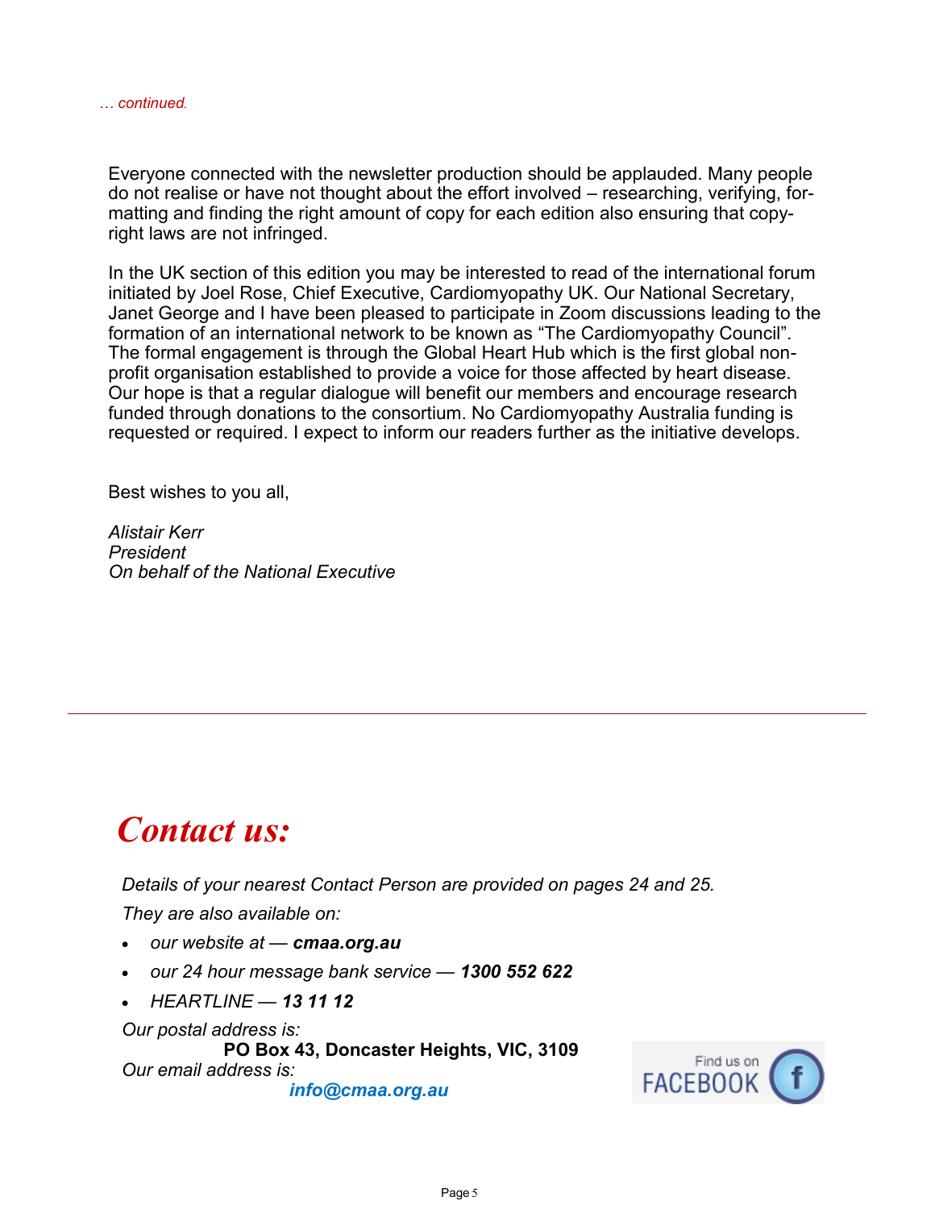*… continued.*

Everyone connected with the newsletter production should be applauded. Many people do not realise or have not thought about the effort involved – researching, verifying, formatting and finding the right amount of copy for each edition also ensuring that copyright laws are not infringed.

In the UK section of this edition you may be interested to read of the international forum initiated by Joel Rose, Chief Executive, Cardiomyopathy UK. Our National Secretary, Janet George and I have been pleased to participate in Zoom discussions leading to the formation of an international network to be known as "The Cardiomyopathy Council". The formal engagement is through the Global Heart Hub which is the first global non-profit organisation established to provide a voice for those affected by heart disease. Our hope is that a regular dialogue will benefit our members and encourage research funded through donations to the consortium. No Cardiomyopathy Australia funding is requested or required. I expect to inform our readers further as the initiative develops.

Best wishes to you all,

*Alistair Kerr*
*President*
*On behalf of the National Executive*

---

# *Contact us:*

*Details of your nearest Contact Person are provided on pages 24 and 25.*

*They are also available on:*

- *our website at —* ***cmaa.org.au***
- *our 24 hour message bank service —* ***1300 552 622***
- *HEARTLINE —* ***13 11 12***

*Our postal address is:*

**PO Box 43, Doncaster Heights, VIC, 3109**

*Our email address is:*

***info@cmaa.org.au***

Find us on FACEBOOK